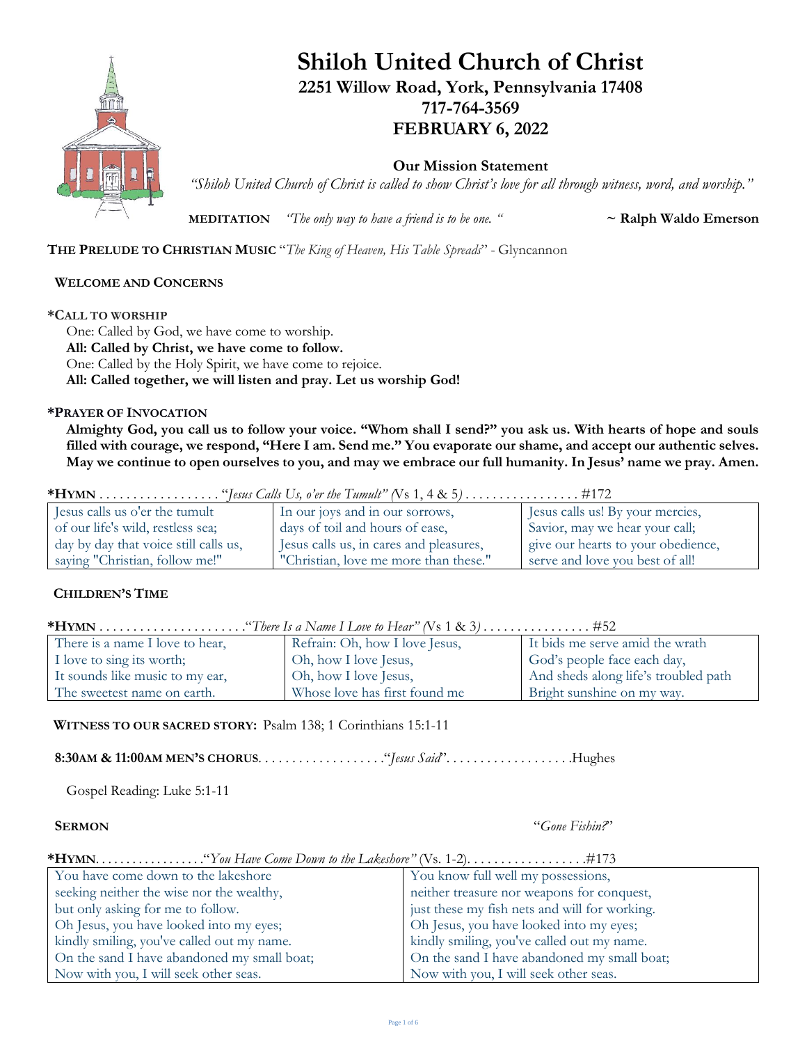# Shiloh United Church of Christ

## 2251 Willow Road, York, Pennsylvania 17408

## 717-764-3569

## FEBRUARY 6, 2022

**Our Mission Statement**

*"Shiloh United Church of Christ is called to show Christ's love for all through witness, word, and worship."*

**MEDITATION** *"The only way to have a friend is to be one. "* **~ Ralph Waldo Emerson**

**THE PRELUDE TO CHRISTIAN MUSIC** "*The King of Heaven, His Table Spreads*" - Glyncannon

**WELCOME AND CONCERNS**

**\*CALL TO WORSHIP**

One: Called by God, we have come to worship.
**All: Called by Christ, we have come to follow.**
One: Called by the Holy Spirit, we have come to rejoice.
**All: Called together, we will listen and pray. Let us worship God!**

**\*PRAYER OF INVOCATION**

**Almighty God, you call us to follow your voice. "Whom shall I send?" you ask us. With hearts of hope and souls filled with courage, we respond, "Here I am. Send me." You evaporate our shame, and accept our authentic selves. May we continue to open ourselves to you, and may we embrace our full humanity. In Jesus' name we pray. Amen.**

**\*HYMN** . . . . . . . . . . . . . . . . . . "*Jesus Calls Us, o'er the Tumult" (*Vs 1, 4 & 5*)* . . . . . . . . . . . . . . . . . #172

| | | |
|---|---|---|
| Jesus calls us o'er the tumult<br>of our life's wild, restless sea;<br>day by day that voice still calls us,<br>saying "Christian, follow me!" | In our joys and in our sorrows,<br>days of toil and hours of ease,<br>Jesus calls us, in cares and pleasures,<br>"Christian, love me more than these." | Jesus calls us! By your mercies,<br>Savior, may we hear your call;<br>give our hearts to your obedience,<br>serve and love you best of all! |

**CHILDREN'S TIME**

**\*HYMN** . . . . . . . . . . . . . . . . . . . . . ."*There Is a Name I Love to Hear" (*Vs 1 & 3*)* . . . . . . . . . . . . . . . . #52

| | | |
|---|---|---|
| There is a name I love to hear,<br>I love to sing its worth;<br>It sounds like music to my ear,<br>The sweetest name on earth. | Refrain: Oh, how I love Jesus,<br>Oh, how I love Jesus,<br>Oh, how I love Jesus,<br>Whose love has first found me | It bids me serve amid the wrath<br>God's people face each day,<br>And sheds along life's troubled path<br>Bright sunshine on my way. |

**WITNESS TO OUR SACRED STORY:** Psalm 138; 1 Corinthians 15:1-11

**8:30AM & 11:00AM MEN'S CHORUS**. . . . . . . . . . . . . . . . . . ."*Jesus Said*". . . . . . . . . . . . . . . . . . .Hughes

Gospel Reading: Luke 5:1-11

**SERMON** "*Gone Fishin?*"

**\*HYMN**. . . . . . . . . . . . . . . . . ."*You Have Come Down to the Lakeshore"* (Vs. 1-2). . . . . . . . . . . . . . . . . .#173

| | |
|---|---|
| You have come down to the lakeshore<br>seeking neither the wise nor the wealthy,<br>but only asking for me to follow.<br>Oh Jesus, you have looked into my eyes;<br>kindly smiling, you've called out my name.<br>On the sand I have abandoned my small boat;<br>Now with you, I will seek other seas. | You know full well my possessions,<br>neither treasure nor weapons for conquest,<br>just these my fish nets and will for working.<br>Oh Jesus, you have looked into my eyes;<br>kindly smiling, you've called out my name.<br>On the sand I have abandoned my small boat;<br>Now with you, I will seek other seas. |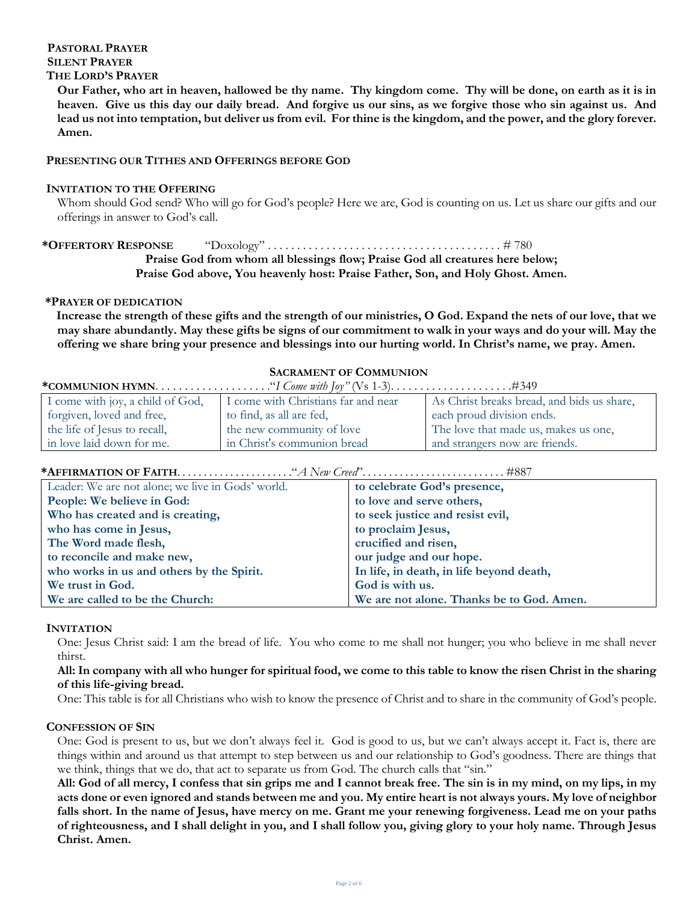**PASTORAL PRAYER**

**SILENT PRAYER**

**THE LORD'S PRAYER**

**Our Father, who art in heaven, hallowed be thy name. Thy kingdom come. Thy will be done, on earth as it is in heaven. Give us this day our daily bread. And forgive us our sins, as we forgive those who sin against us. And lead us not into temptation, but deliver us from evil. For thine is the kingdom, and the power, and the glory forever. Amen.**

**PRESENTING OUR TITHES AND OFFERINGS BEFORE GOD**

**INVITATION TO THE OFFERING**

Whom should God send? Who will go for God's people? Here we are, God is counting on us. Let us share our gifts and our offerings in answer to God's call.

***OFFERTORY RESPONSE** "Doxology" . . . . . . . . . . . . . . . . . . . . . . . . . . . . . . . . . . . . . . . # 780

**Praise God from whom all blessings flow; Praise God all creatures here below;**
**Praise God above, You heavenly host: Praise Father, Son, and Holy Ghost. Amen.**

***PRAYER OF DEDICATION**

**Increase the strength of these gifts and the strength of our ministries, O God. Expand the nets of our love, that we may share abundantly. May these gifts be signs of our commitment to walk in your ways and do your will. May the offering we share bring your presence and blessings into our hurting world. In Christ's name, we pray. Amen.**

## SACRAMENT OF COMMUNION

***COMMUNION HYMN**. . . . . . . . . . . . . . . . . . . "*I Come with Joy"* (Vs 1-3). . . . . . . . . . . . . . . . . . . .#349

| | | |
|---|---|---|
| I come with joy, a child of God, | I come with Christians far and near | As Christ breaks bread, and bids us share, |
| forgiven, loved and free, | to find, as all are fed, | each proud division ends. |
| the life of Jesus to recall, | the new community of love | The love that made us, makes us one, |
| in love laid down for me. | in Christ's communion bread | and strangers now are friends. |

***AFFIRMATION OF FAITH**. . . . . . . . . . . . . . . . . . . . ."*A New Creed*". . . . . . . . . . . . . . . . . . . . . . . . . . #887

| | |
|---|---|
| Leader: We are not alone; we live in Gods' world. | **to celebrate God's presence,** |
| **People: We believe in God:** | **to love and serve others,** |
| **Who has created and is creating,** | **to seek justice and resist evil,** |
| **who has come in Jesus,** | **to proclaim Jesus,** |
| **The Word made flesh,** | **crucified and risen,** |
| **to reconcile and make new,** | **our judge and our hope.** |
| **who works in us and others by the Spirit.** | **In life, in death, in life beyond death,** |
| **We trust in God.** | **God is with us.** |
| **We are called to be the Church:** | **We are not alone. Thanks be to God. Amen.** |

**INVITATION**

One: Jesus Christ said: I am the bread of life. You who come to me shall not hunger; you who believe in me shall never thirst.

**All: In company with all who hunger for spiritual food, we come to this table to know the risen Christ in the sharing of this life-giving bread.**

One: This table is for all Christians who wish to know the presence of Christ and to share in the community of God's people.

**CONFESSION OF SIN**

One: God is present to us, but we don't always feel it. God is good to us, but we can't always accept it. Fact is, there are things within and around us that attempt to step between us and our relationship to God's goodness. There are things that we think, things that we do, that act to separate us from God. The church calls that "sin."

**All: God of all mercy, I confess that sin grips me and I cannot break free. The sin is in my mind, on my lips, in my acts done or even ignored and stands between me and you. My entire heart is not always yours. My love of neighbor falls short. In the name of Jesus, have mercy on me. Grant me your renewing forgiveness. Lead me on your paths of righteousness, and I shall delight in you, and I shall follow you, giving glory to your holy name. Through Jesus Christ. Amen.**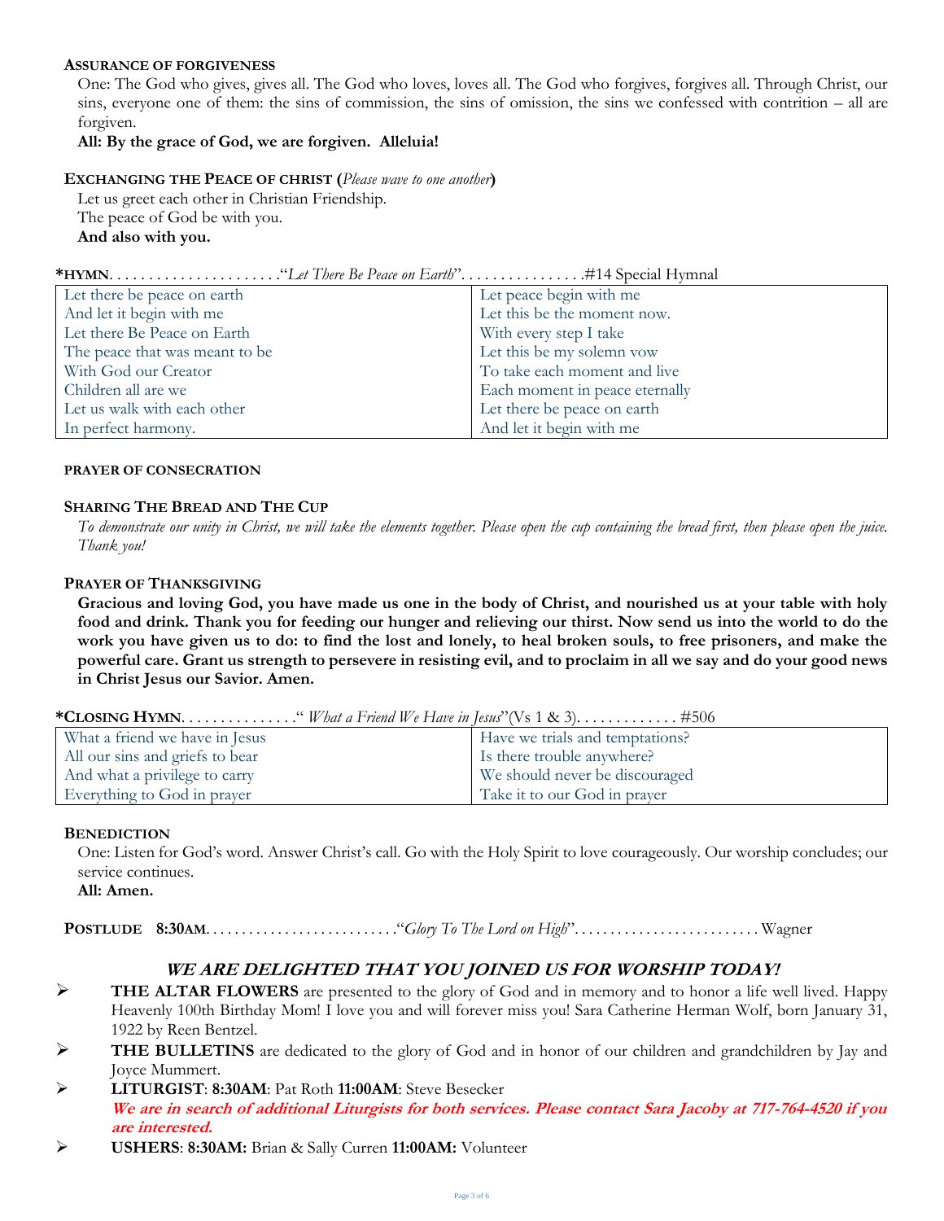**ASSURANCE OF FORGIVENESS**

One: The God who gives, gives all. The God who loves, loves all. The God who forgives, forgives all. Through Christ, our sins, everyone one of them: the sins of commission, the sins of omission, the sins we confessed with contrition – all are forgiven.

**All: By the grace of God, we are forgiven. Alleluia!**

**EXCHANGING THE PEACE OF CHRIST (***Please wave to one another***)**

Let us greet each other in Christian Friendship.
The peace of God be with you.
**And also with you.**

**\*HYMN**. . . . . . . . . . . . . . . . . . . . . .“*Let There Be Peace on Earth*”. . . . . . . . . . . . . . . .#14 Special Hymnal

| | |
|---|---|
| Let there be peace on earth | Let peace begin with me |
| And let it begin with me | Let this be the moment now. |
| Let there Be Peace on Earth | With every step I take |
| The peace that was meant to be | Let this be my solemn vow |
| With God our Creator | To take each moment and live |
| Children all are we | Each moment in peace eternally |
| Let us walk with each other | Let there be peace on earth |
| In perfect harmony. | And let it begin with me |

**PRAYER OF CONSECRATION**

**SHARING THE BREAD AND THE CUP**

*To demonstrate our unity in Christ, we will take the elements together. Please open the cup containing the bread first, then please open the juice. Thank you!*

**PRAYER OF THANKSGIVING**

**Gracious and loving God, you have made us one in the body of Christ, and nourished us at your table with holy food and drink. Thank you for feeding our hunger and relieving our thirst. Now send us into the world to do the work you have given us to do: to find the lost and lonely, to heal broken souls, to free prisoners, and make the powerful care. Grant us strength to persevere in resisting evil, and to proclaim in all we say and do your good news in Christ Jesus our Savior. Amen.**

**\*CLOSING HYMN**. . . . . . . . . . . . . . .“ *What a Friend We Have in Jesus*”(Vs 1 & 3). . . . . . . . . . . . . #506

| | |
|---|---|
| What a friend we have in Jesus | Have we trials and temptations? |
| All our sins and griefs to bear | Is there trouble anywhere? |
| And what a privilege to carry | We should never be discouraged |
| Everything to God in prayer | Take it to our God in prayer |

**BENEDICTION**

One: Listen for God’s word. Answer Christ’s call. Go with the Holy Spirit to love courageously. Our worship concludes; our service continues.

**All: Amen.**

**POSTLUDE 8:30AM**. . . . . . . . . . . . . . . . . . . . . . . . . .“*Glory To The Lord on High*”. . . . . . . . . . . . . . . . . . . . . . . . . Wagner

## *WE ARE DELIGHTED THAT YOU JOINED US FOR WORSHIP TODAY!*

- **THE ALTAR FLOWERS** are presented to the glory of God and in memory and to honor a life well lived. Happy Heavenly 100th Birthday Mom! I love you and will forever miss you! Sara Catherine Herman Wolf, born January 31, 1922 by Reen Bentzel.
- **THE BULLETINS** are dedicated to the glory of God and in honor of our children and grandchildren by Jay and Joyce Mummert.
- **LITURGIST**: **8:30AM**: Pat Roth **11:00AM**: Steve Besecker
  ***We are in search of additional Liturgists for both services. Please contact Sara Jacoby at 717-764-4520 if you are interested.***
- **USHERS**: **8:30AM:** Brian & Sally Curren **11:00AM:** Volunteer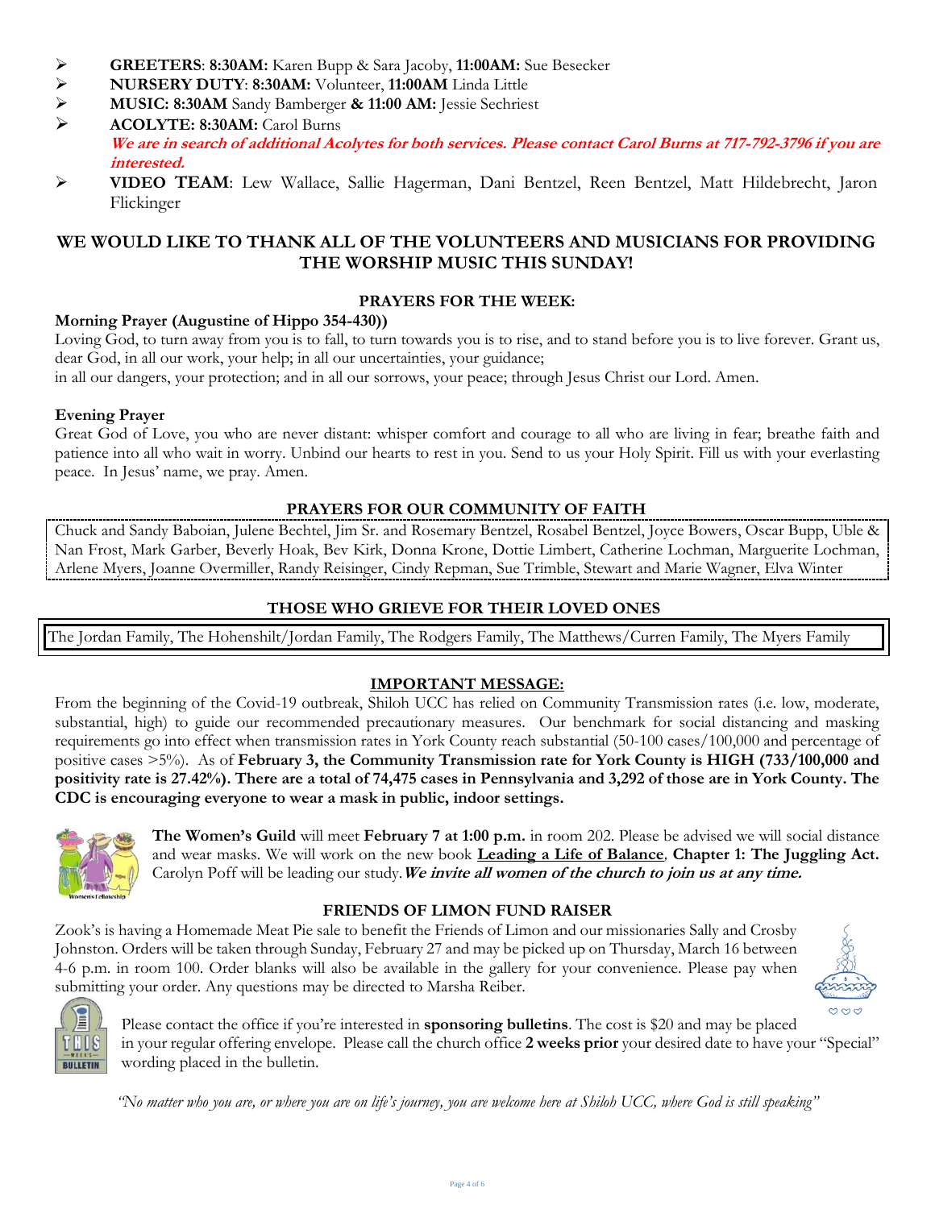- **GREETERS**: **8:30AM:** Karen Bupp & Sara Jacoby, **11:00AM:** Sue Besecker
- **NURSERY DUTY**: **8:30AM:** Volunteer, **11:00AM** Linda Little
- **MUSIC: 8:30AM** Sandy Bamberger **& 11:00 AM:** Jessie Sechriest
- **ACOLYTE: 8:30AM:** Carol Burns
  ***We are in search of additional Acolytes for both services. Please contact Carol Burns at 717-792-3796 if you are interested.***
- **VIDEO TEAM**: Lew Wallace, Sallie Hagerman, Dani Bentzel, Reen Bentzel, Matt Hildebrecht, Jaron Flickinger

## WE WOULD LIKE TO THANK ALL OF THE VOLUNTEERS AND MUSICIANS FOR PROVIDING THE WORSHIP MUSIC THIS SUNDAY!

### PRAYERS FOR THE WEEK:

**Morning Prayer (Augustine of Hippo 354-430))**

Loving God, to turn away from you is to fall, to turn towards you is to rise, and to stand before you is to live forever. Grant us, dear God, in all our work, your help; in all our uncertainties, your guidance;
in all our dangers, your protection; and in all our sorrows, your peace; through Jesus Christ our Lord. Amen.

**Evening Prayer**

Great God of Love, you who are never distant: whisper comfort and courage to all who are living in fear; breathe faith and patience into all who wait in worry. Unbind our hearts to rest in you. Send to us your Holy Spirit. Fill us with your everlasting peace. In Jesus' name, we pray. Amen.

### PRAYERS FOR OUR COMMUNITY OF FAITH

Chuck and Sandy Baboian, Julene Bechtel, Jim Sr. and Rosemary Bentzel, Rosabel Bentzel, Joyce Bowers, Oscar Bupp, Uble & Nan Frost, Mark Garber, Beverly Hoak, Bev Kirk, Donna Krone, Dottie Limbert, Catherine Lochman, Marguerite Lochman, Arlene Myers, Joanne Overmiller, Randy Reisinger, Cindy Repman, Sue Trimble, Stewart and Marie Wagner, Elva Winter

### THOSE WHO GRIEVE FOR THEIR LOVED ONES

The Jordan Family, The Hohenshilt/Jordan Family, The Rodgers Family, The Matthews/Curren Family, The Myers Family

### IMPORTANT MESSAGE:

From the beginning of the Covid-19 outbreak, Shiloh UCC has relied on Community Transmission rates (i.e. low, moderate, substantial, high) to guide our recommended precautionary measures. Our benchmark for social distancing and masking requirements go into effect when transmission rates in York County reach substantial (50-100 cases/100,000 and percentage of positive cases >5%). As of **February 3, the Community Transmission rate for York County is HIGH (733/100,000 and positivity rate is 27.42%). There are a total of 74,475 cases in Pennsylvania and 3,292 of those are in York County. The CDC is encouraging everyone to wear a mask in public, indoor settings.**

**The Women's Guild** will meet **February 7 at 1:00 p.m.** in room 202. Please be advised we will social distance and wear masks. We will work on the new book **Leading a Life of Balance**, **Chapter 1: The Juggling Act.** Carolyn Poff will be leading our study. ***We invite all women of the church to join us at any time.***

### FRIENDS OF LIMON FUND RAISER

Zook's is having a Homemade Meat Pie sale to benefit the Friends of Limon and our missionaries Sally and Crosby Johnston. Orders will be taken through Sunday, February 27 and may be picked up on Thursday, March 16 between 4-6 p.m. in room 100. Order blanks will also be available in the gallery for your convenience. Please pay when submitting your order. Any questions may be directed to Marsha Reiber.

Please contact the office if you're interested in **sponsoring bulletins**. The cost is $20 and may be placed in your regular offering envelope. Please call the church office **2 weeks prior** your desired date to have your "Special" wording placed in the bulletin.

*"No matter who you are, or where you are on life's journey, you are welcome here at Shiloh UCC, where God is still speaking"*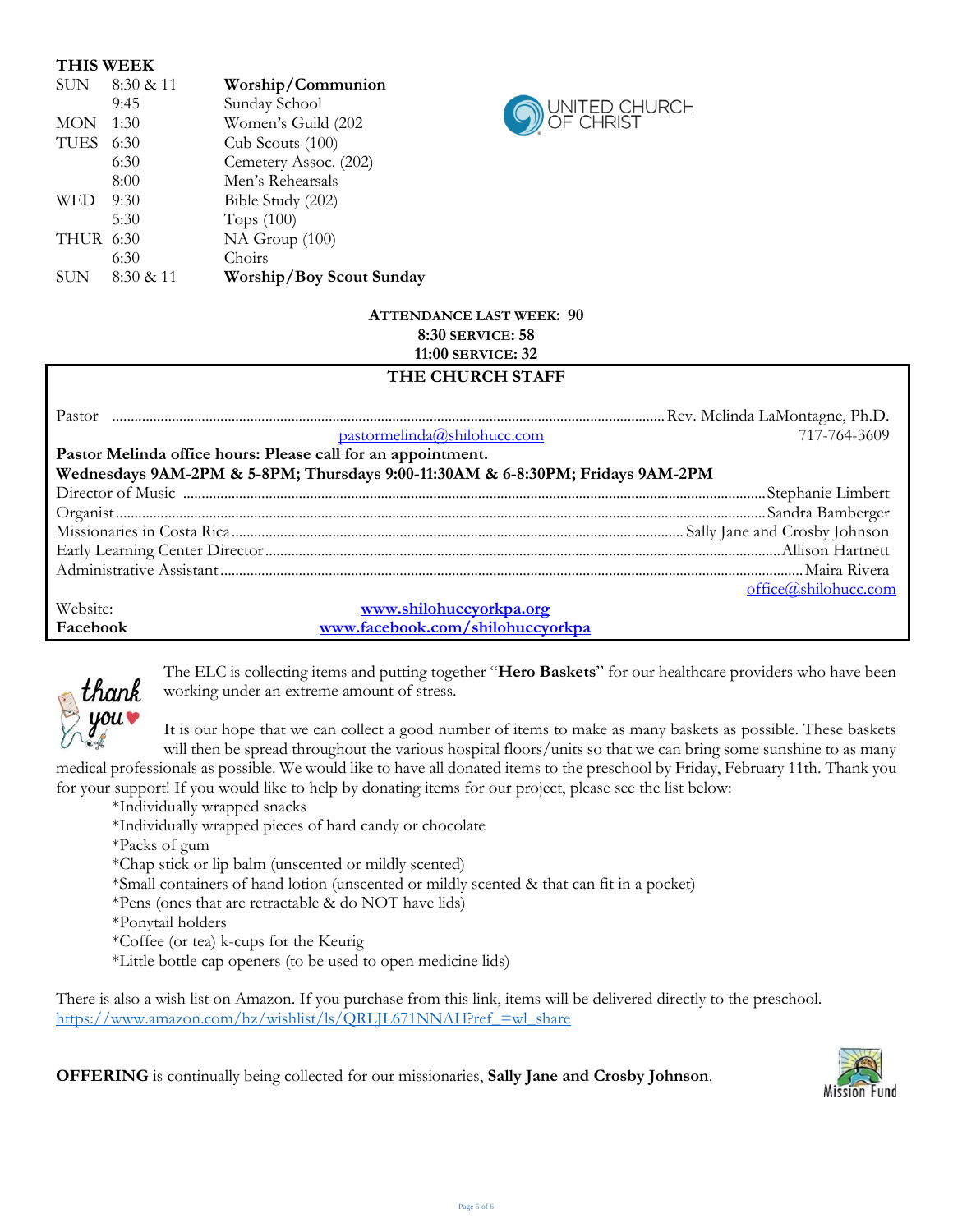## THIS WEEK

| | | |
|---|---|---|
| SUN | 8:30 & 11 | **Worship/Communion** |
| | 9:45 | Sunday School |
| MON | 1:30 | Women's Guild (202 |
| TUES | 6:30 | Cub Scouts (100) |
| | 6:30 | Cemetery Assoc. (202) |
| | 8:00 | Men's Rehearsals |
| WED | 9:30 | Bible Study (202) |
| | 5:30 | Tops (100) |
| THUR | 6:30 | NA Group (100) |
| | 6:30 | Choirs |
| SUN | 8:30 & 11 | **Worship/Boy Scout Sunday** |

**ATTENDANCE LAST WEEK: 90**
**8:30 SERVICE: 58**
**11:00 SERVICE: 32**

### THE CHURCH STAFF

Pastor .......... Rev. Melinda LaMontagne, Ph.D.
pastormelinda@shilohucc.com 717-764-3609

**Pastor Melinda office hours: Please call for an appointment.**
**Wednesdays 9AM-2PM & 5-8PM; Thursdays 9:00-11:30AM & 6-8:30PM; Fridays 9AM-2PM**

Director of Music .......... Stephanie Limbert
Organist .......... Sandra Bamberger
Missionaries in Costa Rica .......... Sally Jane and Crosby Johnson
Early Learning Center Director .......... Allison Hartnett
Administrative Assistant .......... Maira Rivera
office@shilohucc.com

Website: **www.shilohuccyorkpa.org**
**Facebook** **www.facebook.com/shilohuccyorkpa**

The ELC is collecting items and putting together "**Hero Baskets**" for our healthcare providers who have been working under an extreme amount of stress.

It is our hope that we can collect a good number of items to make as many baskets as possible. These baskets will then be spread throughout the various hospital floors/units so that we can bring some sunshine to as many medical professionals as possible. We would like to have all donated items to the preschool by Friday, February 11th. Thank you for your support! If you would like to help by donating items for our project, please see the list below:

*Individually wrapped snacks
*Individually wrapped pieces of hard candy or chocolate
*Packs of gum
*Chap stick or lip balm (unscented or mildly scented)
*Small containers of hand lotion (unscented or mildly scented & that can fit in a pocket)
*Pens (ones that are retractable & do NOT have lids)
*Ponytail holders
*Coffee (or tea) k-cups for the Keurig
*Little bottle cap openers (to be used to open medicine lids)

There is also a wish list on Amazon. If you purchase from this link, items will be delivered directly to the preschool.
https://www.amazon.com/hz/wishlist/ls/QRLJL671NNAH?ref_=wl_share

**OFFERING** is continually being collected for our missionaries, **Sally Jane and Crosby Johnson**.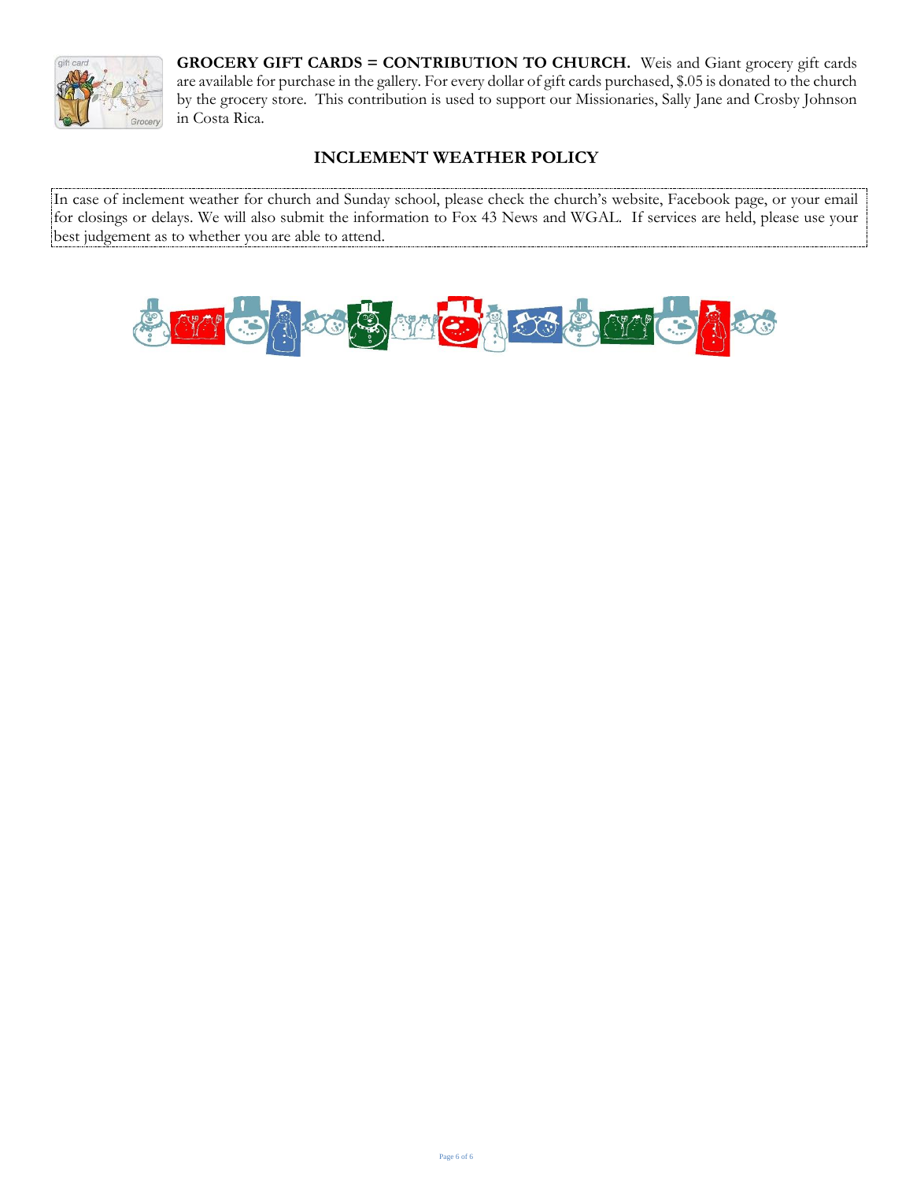**GROCERY GIFT CARDS = CONTRIBUTION TO CHURCH.** Weis and Giant grocery gift cards are available for purchase in the gallery. For every dollar of gift cards purchased, $.05 is donated to the church by the grocery store. This contribution is used to support our Missionaries, Sally Jane and Crosby Johnson in Costa Rica.

## INCLEMENT WEATHER POLICY

In case of inclement weather for church and Sunday school, please check the church's website, Facebook page, or your email for closings or delays. We will also submit the information to Fox 43 News and WGAL. If services are held, please use your best judgement as to whether you are able to attend.